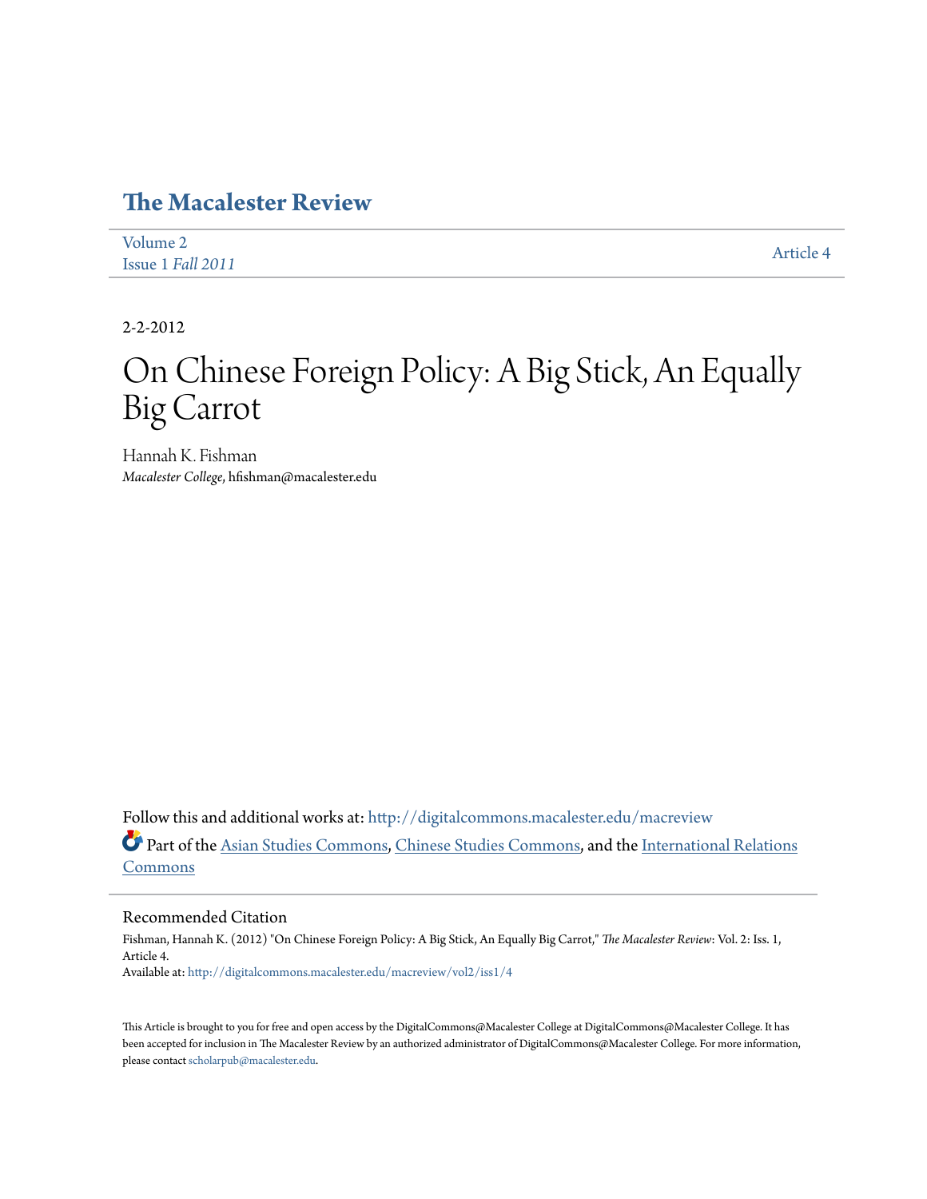# The Macalester Review

Volume 2
Issue 1 *Fall 2011*

Article 4

2-2-2012

# On Chinese Foreign Policy: A Big Stick, An Equally Big Carrot

Hannah K. Fishman
*Macalester College*, hfishman@macalester.edu

Follow this and additional works at: http://digitalcommons.macalester.edu/macreview

Part of the Asian Studies Commons, Chinese Studies Commons, and the International Relations Commons

## Recommended Citation

Fishman, Hannah K. (2012) "On Chinese Foreign Policy: A Big Stick, An Equally Big Carrot," *The Macalester Review*: Vol. 2: Iss. 1, Article 4.
Available at: http://digitalcommons.macalester.edu/macreview/vol2/iss1/4

This Article is brought to you for free and open access by the DigitalCommons@Macalester College at DigitalCommons@Macalester College. It has been accepted for inclusion in The Macalester Review by an authorized administrator of DigitalCommons@Macalester College. For more information, please contact scholarpub@macalester.edu.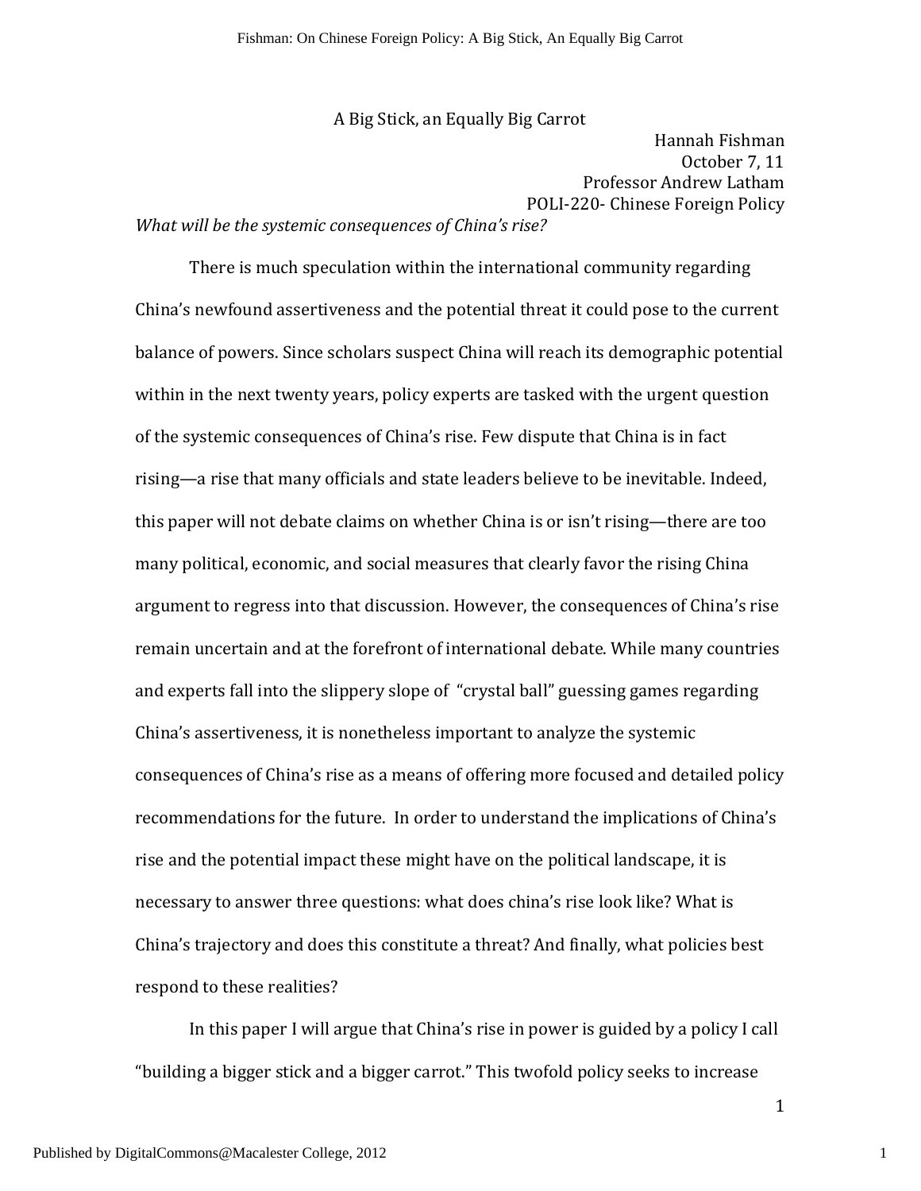# A Big Stick, an Equally Big Carrot

Hannah Fishman
October 7, 11
Professor Andrew Latham
POLI-220- Chinese Foreign Policy

*What will be the systemic consequences of China's rise?*

There is much speculation within the international community regarding China's newfound assertiveness and the potential threat it could pose to the current balance of powers. Since scholars suspect China will reach its demographic potential within in the next twenty years, policy experts are tasked with the urgent question of the systemic consequences of China's rise. Few dispute that China is in fact rising—a rise that many officials and state leaders believe to be inevitable. Indeed, this paper will not debate claims on whether China is or isn't rising—there are too many political, economic, and social measures that clearly favor the rising China argument to regress into that discussion. However, the consequences of China's rise remain uncertain and at the forefront of international debate. While many countries and experts fall into the slippery slope of "crystal ball" guessing games regarding China's assertiveness, it is nonetheless important to analyze the systemic consequences of China's rise as a means of offering more focused and detailed policy recommendations for the future. In order to understand the implications of China's rise and the potential impact these might have on the political landscape, it is necessary to answer three questions: what does china's rise look like? What is China's trajectory and does this constitute a threat? And finally, what policies best respond to these realities?

In this paper I will argue that China's rise in power is guided by a policy I call "building a bigger stick and a bigger carrot." This twofold policy seeks to increase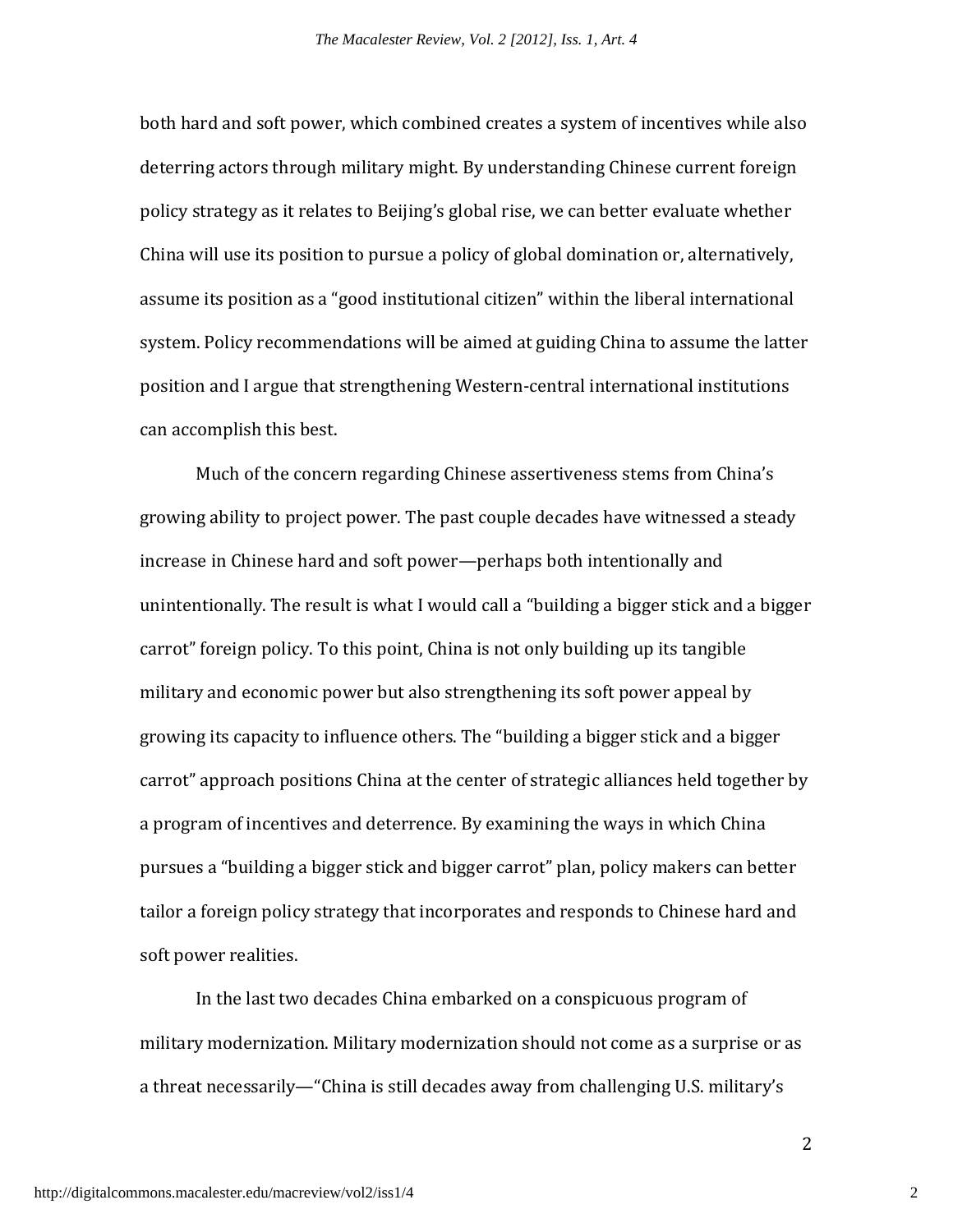both hard and soft power, which combined creates a system of incentives while also deterring actors through military might. By understanding Chinese current foreign policy strategy as it relates to Beijing's global rise, we can better evaluate whether China will use its position to pursue a policy of global domination or, alternatively, assume its position as a "good institutional citizen" within the liberal international system. Policy recommendations will be aimed at guiding China to assume the latter position and I argue that strengthening Western-central international institutions can accomplish this best.

Much of the concern regarding Chinese assertiveness stems from China's growing ability to project power. The past couple decades have witnessed a steady increase in Chinese hard and soft power—perhaps both intentionally and unintentionally. The result is what I would call a "building a bigger stick and a bigger carrot" foreign policy. To this point, China is not only building up its tangible military and economic power but also strengthening its soft power appeal by growing its capacity to influence others. The "building a bigger stick and a bigger carrot" approach positions China at the center of strategic alliances held together by a program of incentives and deterrence. By examining the ways in which China pursues a "building a bigger stick and bigger carrot" plan, policy makers can better tailor a foreign policy strategy that incorporates and responds to Chinese hard and soft power realities.

In the last two decades China embarked on a conspicuous program of military modernization. Military modernization should not come as a surprise or as a threat necessarily—"China is still decades away from challenging U.S. military's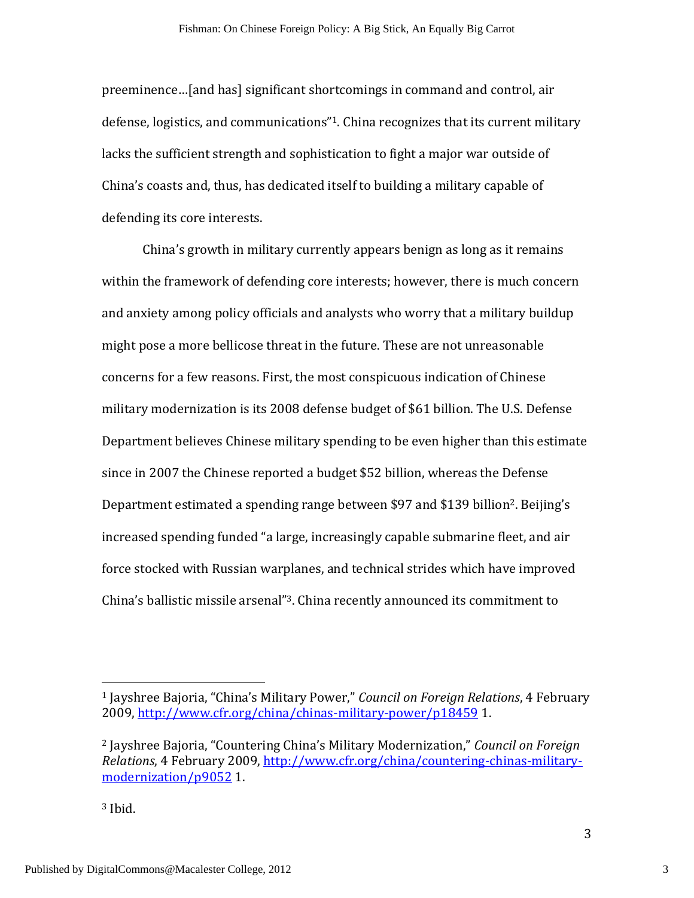preeminence…[and has] significant shortcomings in command and control, air defense, logistics, and communications"[1]. China recognizes that its current military lacks the sufficient strength and sophistication to fight a major war outside of China's coasts and, thus, has dedicated itself to building a military capable of defending its core interests.

China's growth in military currently appears benign as long as it remains within the framework of defending core interests; however, there is much concern and anxiety among policy officials and analysts who worry that a military buildup might pose a more bellicose threat in the future. These are not unreasonable concerns for a few reasons. First, the most conspicuous indication of Chinese military modernization is its 2008 defense budget of $61 billion. The U.S. Defense Department believes Chinese military spending to be even higher than this estimate since in 2007 the Chinese reported a budget $52 billion, whereas the Defense Department estimated a spending range between $97 and $139 billion[2]. Beijing's increased spending funded "a large, increasingly capable submarine fleet, and air force stocked with Russian warplanes, and technical strides which have improved China's ballistic missile arsenal"[3]. China recently announced its commitment to

---

[1] Jayshree Bajoria, "China's Military Power," *Council on Foreign Relations*, 4 February 2009, http://www.cfr.org/china/chinas-military-power/p18459 1.

[2] Jayshree Bajoria, "Countering China's Military Modernization," *Council on Foreign Relations*, 4 February 2009, http://www.cfr.org/china/countering-chinas-military-modernization/p9052 1.

[3] Ibid.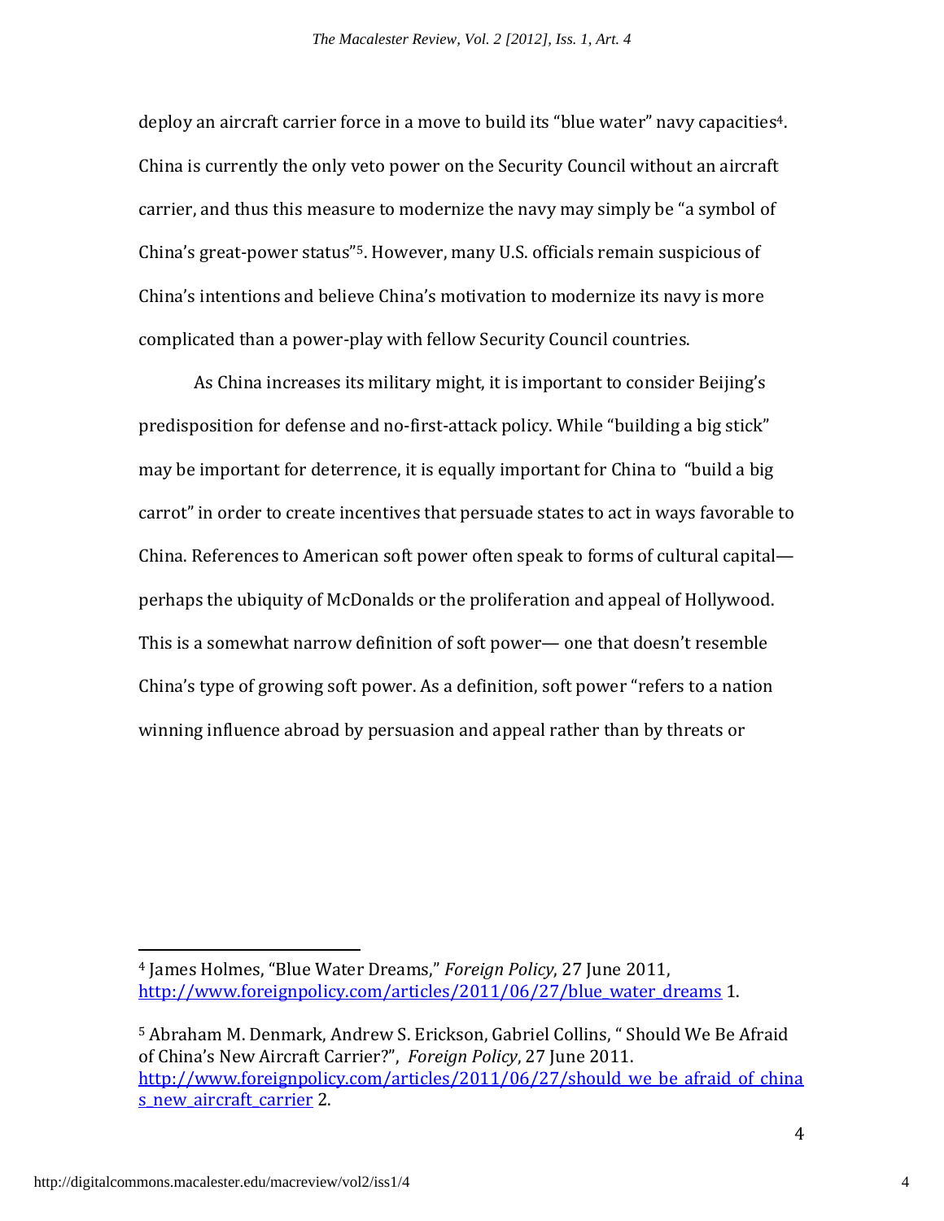deploy an aircraft carrier force in a move to build its "blue water" navy capacities[4]. China is currently the only veto power on the Security Council without an aircraft carrier, and thus this measure to modernize the navy may simply be "a symbol of China's great-power status"[5]. However, many U.S. officials remain suspicious of China's intentions and believe China's motivation to modernize its navy is more complicated than a power-play with fellow Security Council countries.

As China increases its military might, it is important to consider Beijing's predisposition for defense and no-first-attack policy. While "building a big stick" may be important for deterrence, it is equally important for China to "build a big carrot" in order to create incentives that persuade states to act in ways favorable to China. References to American soft power often speak to forms of cultural capital—perhaps the ubiquity of McDonalds or the proliferation and appeal of Hollywood. This is a somewhat narrow definition of soft power— one that doesn't resemble China's type of growing soft power. As a definition, soft power "refers to a nation winning influence abroad by persuasion and appeal rather than by threats or

---

[4] James Holmes, "Blue Water Dreams," *Foreign Policy*, 27 June 2011, http://www.foreignpolicy.com/articles/2011/06/27/blue_water_dreams 1.

[5] Abraham M. Denmark, Andrew S. Erickson, Gabriel Collins, " Should We Be Afraid of China's New Aircraft Carrier?", *Foreign Policy*, 27 June 2011. http://www.foreignpolicy.com/articles/2011/06/27/should_we_be_afraid_of_chinas_new_aircraft_carrier 2.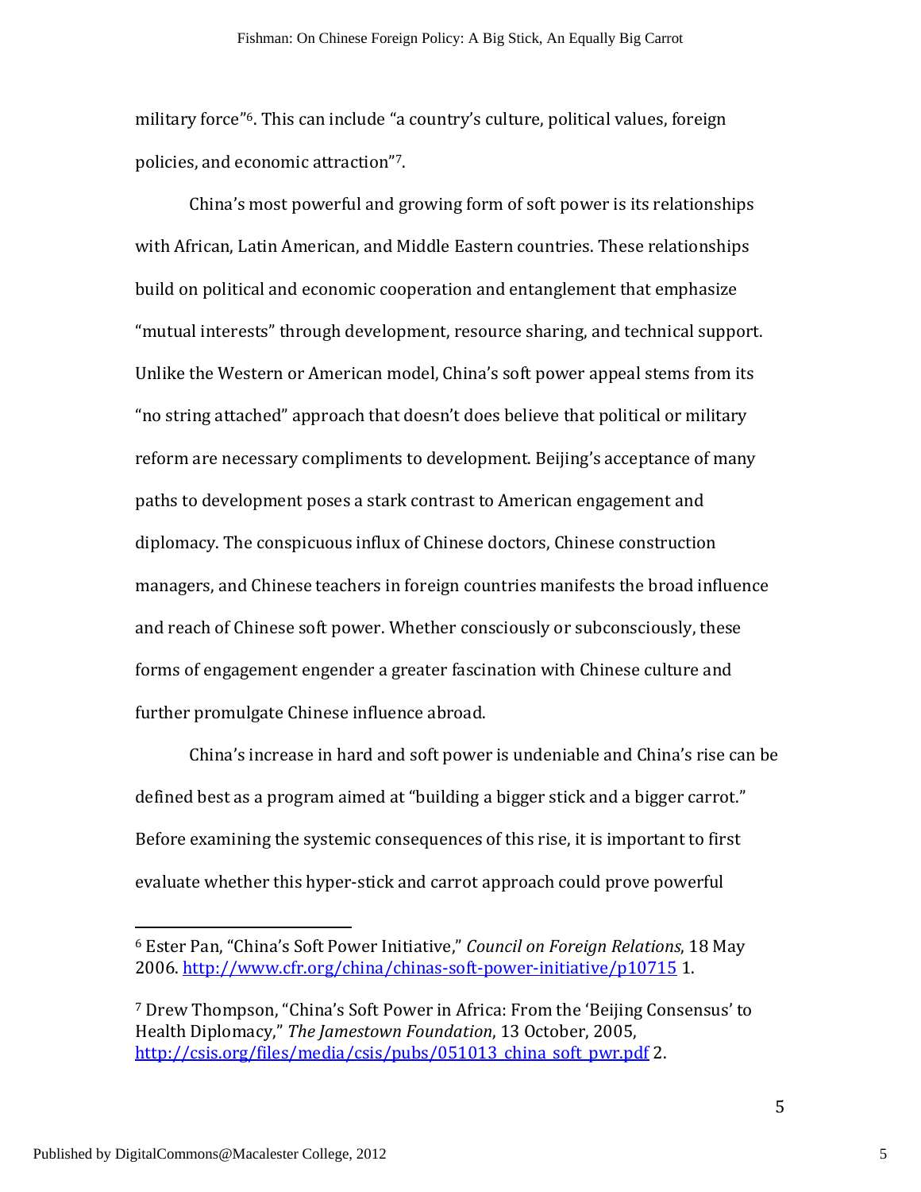military force"[6]. This can include "a country's culture, political values, foreign policies, and economic attraction"[7].

China's most powerful and growing form of soft power is its relationships with African, Latin American, and Middle Eastern countries. These relationships build on political and economic cooperation and entanglement that emphasize "mutual interests" through development, resource sharing, and technical support. Unlike the Western or American model, China's soft power appeal stems from its "no string attached" approach that doesn't does believe that political or military reform are necessary compliments to development. Beijing's acceptance of many paths to development poses a stark contrast to American engagement and diplomacy. The conspicuous influx of Chinese doctors, Chinese construction managers, and Chinese teachers in foreign countries manifests the broad influence and reach of Chinese soft power. Whether consciously or subconsciously, these forms of engagement engender a greater fascination with Chinese culture and further promulgate Chinese influence abroad.

China's increase in hard and soft power is undeniable and China's rise can be defined best as a program aimed at "building a bigger stick and a bigger carrot." Before examining the systemic consequences of this rise, it is important to first evaluate whether this hyper-stick and carrot approach could prove powerful

---

[6] Ester Pan, "China's Soft Power Initiative," *Council on Foreign Relations*, 18 May 2006. http://www.cfr.org/china/chinas-soft-power-initiative/p10715 1.

[7] Drew Thompson, "China's Soft Power in Africa: From the 'Beijing Consensus' to Health Diplomacy," *The Jamestown Foundation*, 13 October, 2005, http://csis.org/files/media/csis/pubs/051013_china_soft_pwr.pdf 2.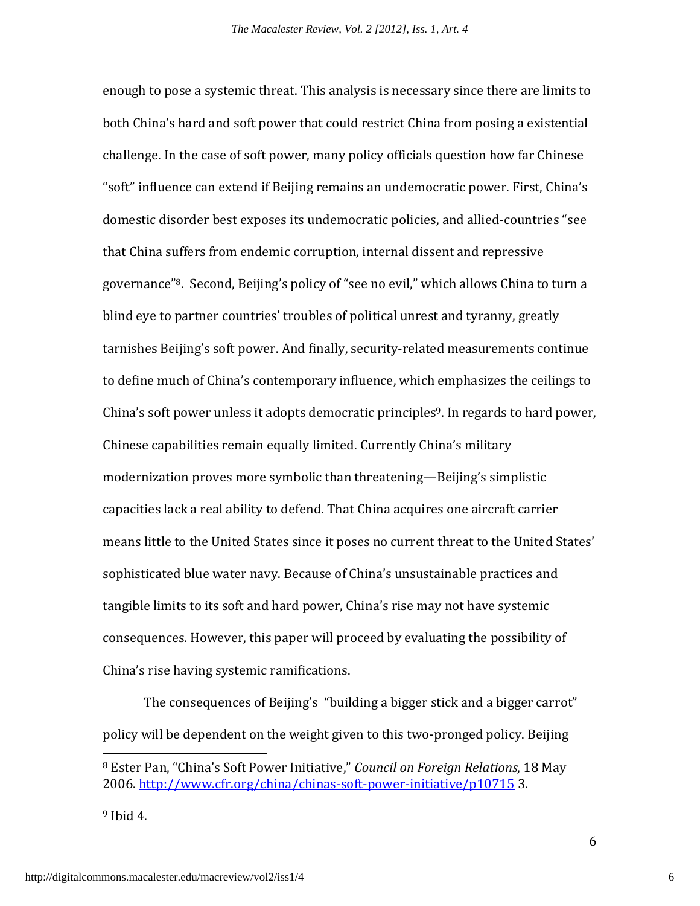enough to pose a systemic threat. This analysis is necessary since there are limits to both China's hard and soft power that could restrict China from posing a existential challenge. In the case of soft power, many policy officials question how far Chinese "soft" influence can extend if Beijing remains an undemocratic power. First, China's domestic disorder best exposes its undemocratic policies, and allied-countries "see that China suffers from endemic corruption, internal dissent and repressive governance"[8]. Second, Beijing's policy of "see no evil," which allows China to turn a blind eye to partner countries' troubles of political unrest and tyranny, greatly tarnishes Beijing's soft power. And finally, security-related measurements continue to define much of China's contemporary influence, which emphasizes the ceilings to China's soft power unless it adopts democratic principles[9]. In regards to hard power, Chinese capabilities remain equally limited. Currently China's military modernization proves more symbolic than threatening—Beijing's simplistic capacities lack a real ability to defend. That China acquires one aircraft carrier means little to the United States since it poses no current threat to the United States' sophisticated blue water navy. Because of China's unsustainable practices and tangible limits to its soft and hard power, China's rise may not have systemic consequences. However, this paper will proceed by evaluating the possibility of China's rise having systemic ramifications.

The consequences of Beijing's "building a bigger stick and a bigger carrot" policy will be dependent on the weight given to this two-pronged policy. Beijing

---

[8] Ester Pan, "China's Soft Power Initiative," *Council on Foreign Relations*, 18 May 2006. http://www.cfr.org/china/chinas-soft-power-initiative/p10715 3.

[9] Ibid 4.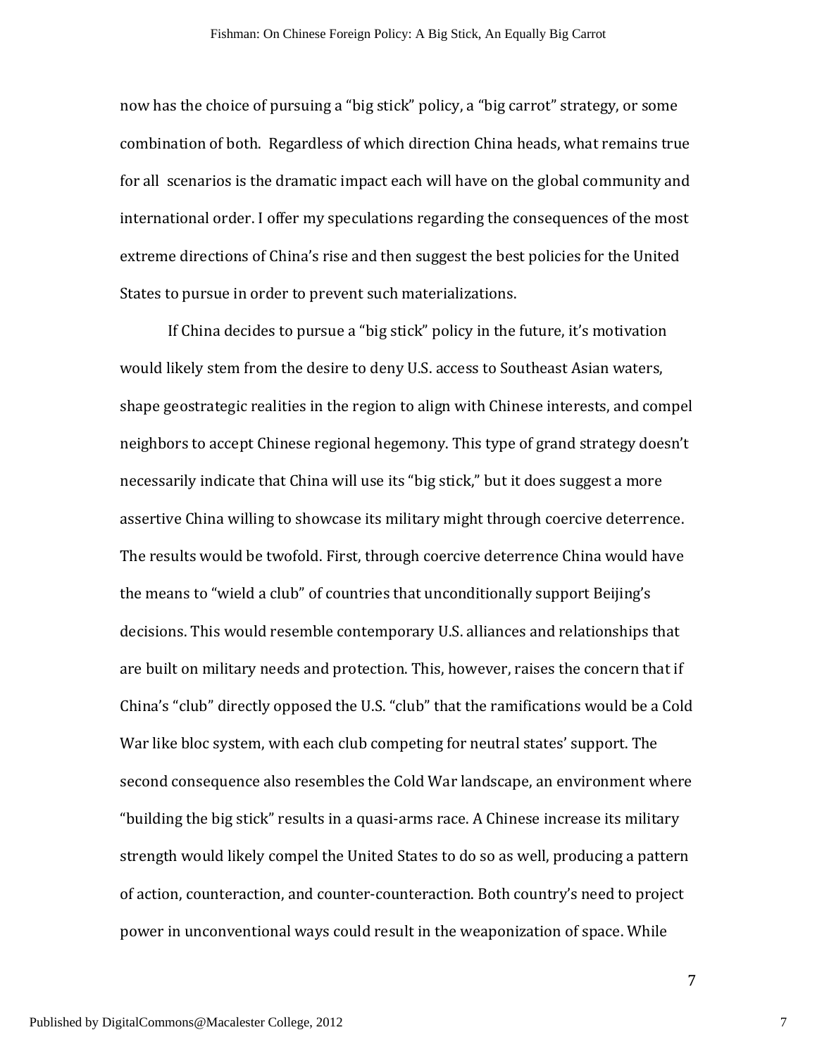now has the choice of pursuing a "big stick" policy, a "big carrot" strategy, or some combination of both. Regardless of which direction China heads, what remains true for all scenarios is the dramatic impact each will have on the global community and international order. I offer my speculations regarding the consequences of the most extreme directions of China's rise and then suggest the best policies for the United States to pursue in order to prevent such materializations.

If China decides to pursue a "big stick" policy in the future, it's motivation would likely stem from the desire to deny U.S. access to Southeast Asian waters, shape geostrategic realities in the region to align with Chinese interests, and compel neighbors to accept Chinese regional hegemony. This type of grand strategy doesn't necessarily indicate that China will use its "big stick," but it does suggest a more assertive China willing to showcase its military might through coercive deterrence. The results would be twofold. First, through coercive deterrence China would have the means to "wield a club" of countries that unconditionally support Beijing's decisions. This would resemble contemporary U.S. alliances and relationships that are built on military needs and protection. This, however, raises the concern that if China's "club" directly opposed the U.S. "club" that the ramifications would be a Cold War like bloc system, with each club competing for neutral states' support. The second consequence also resembles the Cold War landscape, an environment where "building the big stick" results in a quasi-arms race. A Chinese increase its military strength would likely compel the United States to do so as well, producing a pattern of action, counteraction, and counter-counteraction. Both country's need to project power in unconventional ways could result in the weaponization of space. While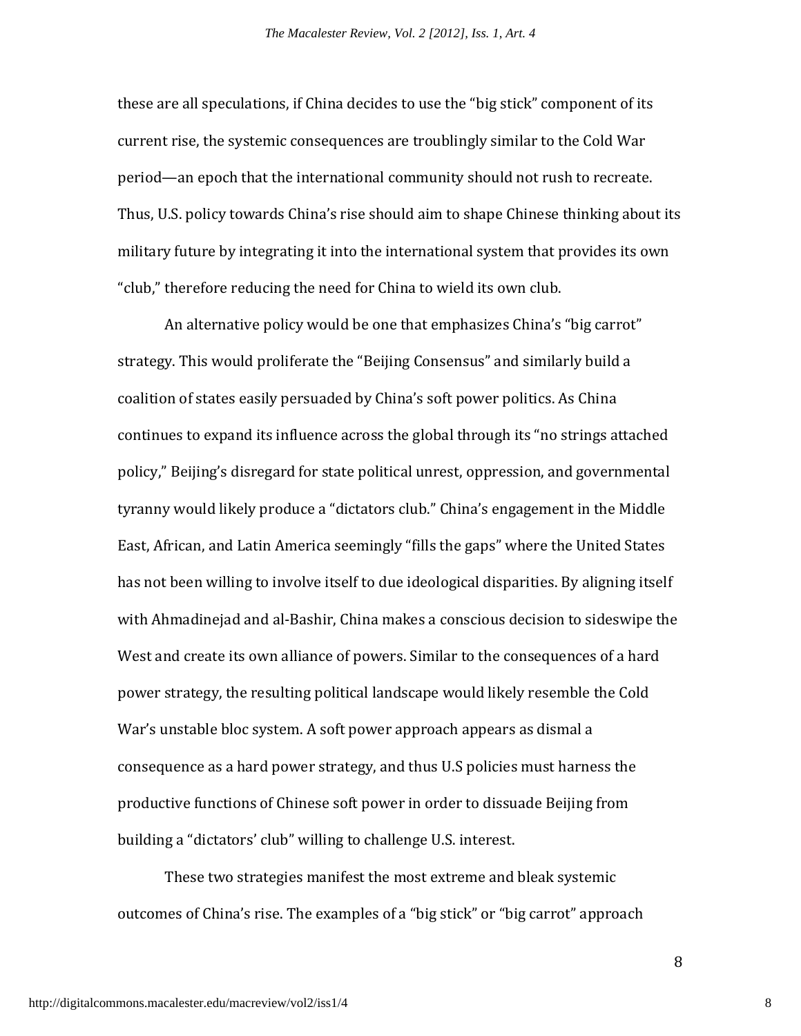these are all speculations, if China decides to use the "big stick" component of its current rise, the systemic consequences are troublingly similar to the Cold War period—an epoch that the international community should not rush to recreate. Thus, U.S. policy towards China's rise should aim to shape Chinese thinking about its military future by integrating it into the international system that provides its own "club," therefore reducing the need for China to wield its own club.

An alternative policy would be one that emphasizes China's "big carrot" strategy. This would proliferate the "Beijing Consensus" and similarly build a coalition of states easily persuaded by China's soft power politics. As China continues to expand its influence across the global through its "no strings attached policy," Beijing's disregard for state political unrest, oppression, and governmental tyranny would likely produce a "dictators club." China's engagement in the Middle East, African, and Latin America seemingly "fills the gaps" where the United States has not been willing to involve itself to due ideological disparities. By aligning itself with Ahmadinejad and al-Bashir, China makes a conscious decision to sideswipe the West and create its own alliance of powers. Similar to the consequences of a hard power strategy, the resulting political landscape would likely resemble the Cold War's unstable bloc system. A soft power approach appears as dismal a consequence as a hard power strategy, and thus U.S policies must harness the productive functions of Chinese soft power in order to dissuade Beijing from building a "dictators' club" willing to challenge U.S. interest.

These two strategies manifest the most extreme and bleak systemic outcomes of China's rise. The examples of a "big stick" or "big carrot" approach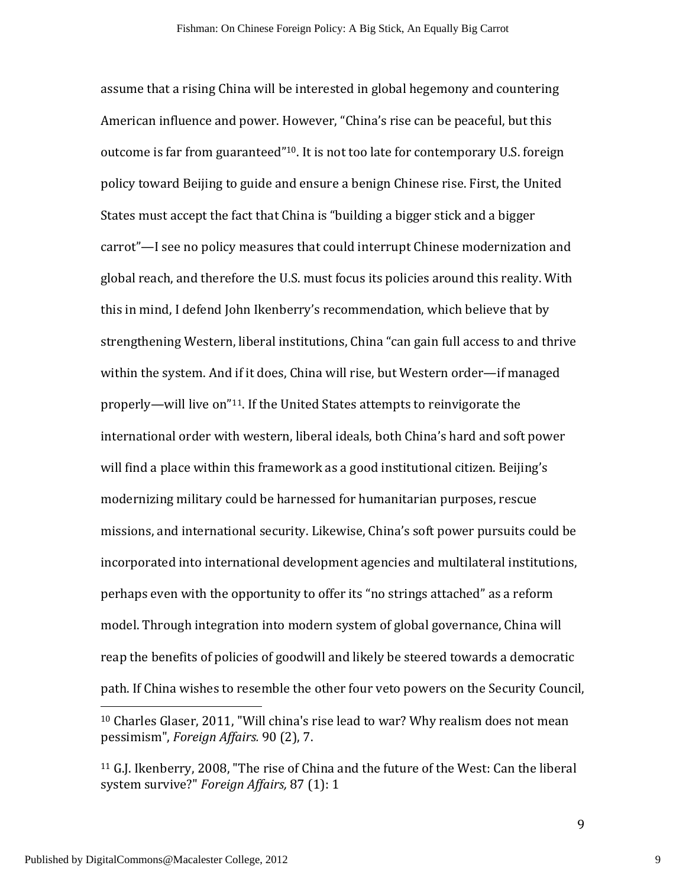assume that a rising China will be interested in global hegemony and countering American influence and power. However, "China's rise can be peaceful, but this outcome is far from guaranteed"[10]. It is not too late for contemporary U.S. foreign policy toward Beijing to guide and ensure a benign Chinese rise. First, the United States must accept the fact that China is "building a bigger stick and a bigger carrot"—I see no policy measures that could interrupt Chinese modernization and global reach, and therefore the U.S. must focus its policies around this reality. With this in mind, I defend John Ikenberry's recommendation, which believe that by strengthening Western, liberal institutions, China "can gain full access to and thrive within the system. And if it does, China will rise, but Western order—if managed properly—will live on"[11]. If the United States attempts to reinvigorate the international order with western, liberal ideals, both China's hard and soft power will find a place within this framework as a good institutional citizen. Beijing's modernizing military could be harnessed for humanitarian purposes, rescue missions, and international security. Likewise, China's soft power pursuits could be incorporated into international development agencies and multilateral institutions, perhaps even with the opportunity to offer its "no strings attached" as a reform model. Through integration into modern system of global governance, China will reap the benefits of policies of goodwill and likely be steered towards a democratic path. If China wishes to resemble the other four veto powers on the Security Council,

[10] Charles Glaser, 2011, "Will china's rise lead to war? Why realism does not mean pessimism", *Foreign Affairs.* 90 (2), 7.

[11] G.J. Ikenberry, 2008, "The rise of China and the future of the West: Can the liberal system survive?" *Foreign Affairs,* 87 (1): 1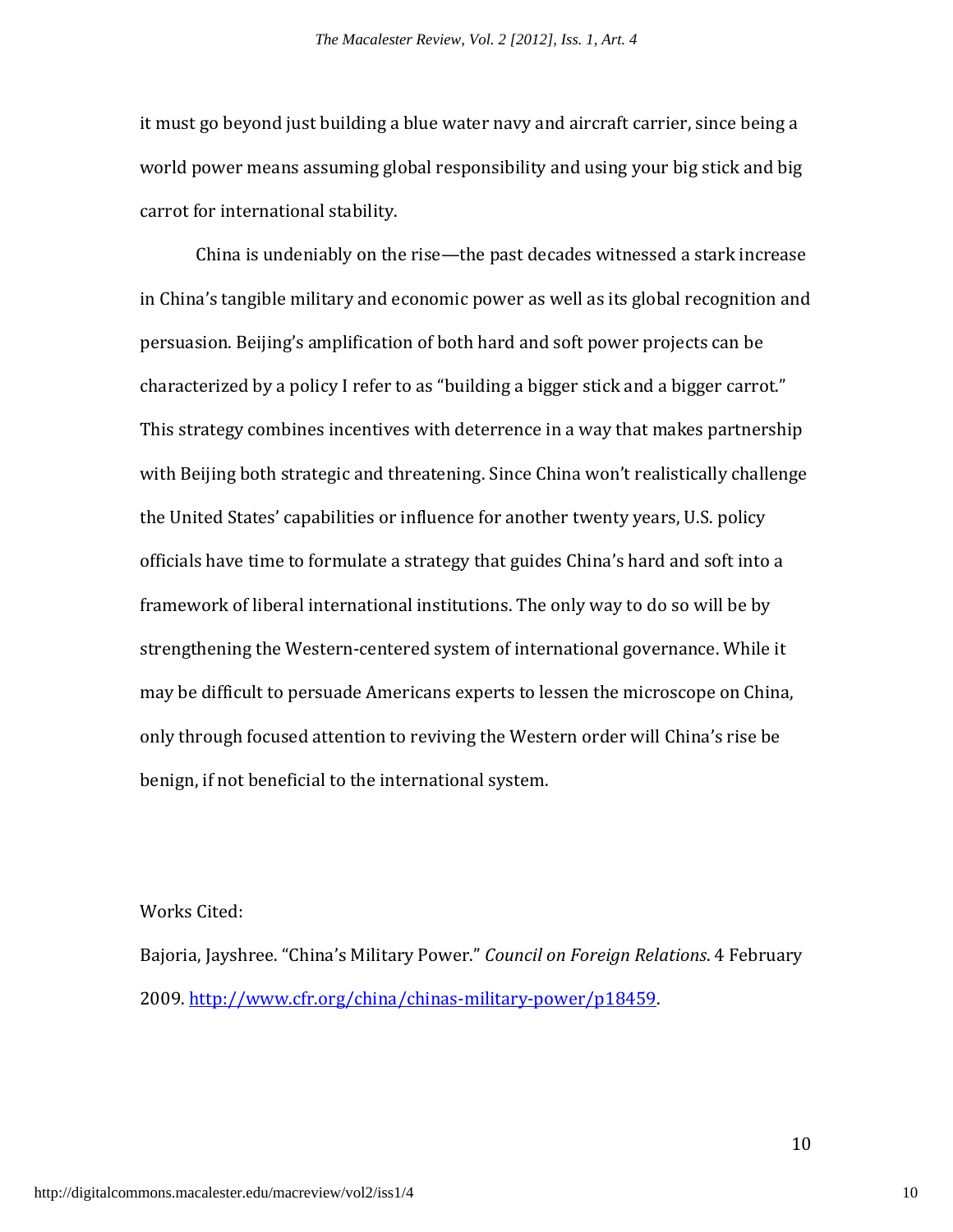it must go beyond just building a blue water navy and aircraft carrier, since being a world power means assuming global responsibility and using your big stick and big carrot for international stability.

China is undeniably on the rise—the past decades witnessed a stark increase in China's tangible military and economic power as well as its global recognition and persuasion. Beijing's amplification of both hard and soft power projects can be characterized by a policy I refer to as "building a bigger stick and a bigger carrot." This strategy combines incentives with deterrence in a way that makes partnership with Beijing both strategic and threatening. Since China won't realistically challenge the United States' capabilities or influence for another twenty years, U.S. policy officials have time to formulate a strategy that guides China's hard and soft into a framework of liberal international institutions. The only way to do so will be by strengthening the Western-centered system of international governance. While it may be difficult to persuade Americans experts to lessen the microscope on China, only through focused attention to reviving the Western order will China's rise be benign, if not beneficial to the international system.

Works Cited:

Bajoria, Jayshree. "China's Military Power." *Council on Foreign Relations*. 4 February 2009. http://www.cfr.org/china/chinas-military-power/p18459.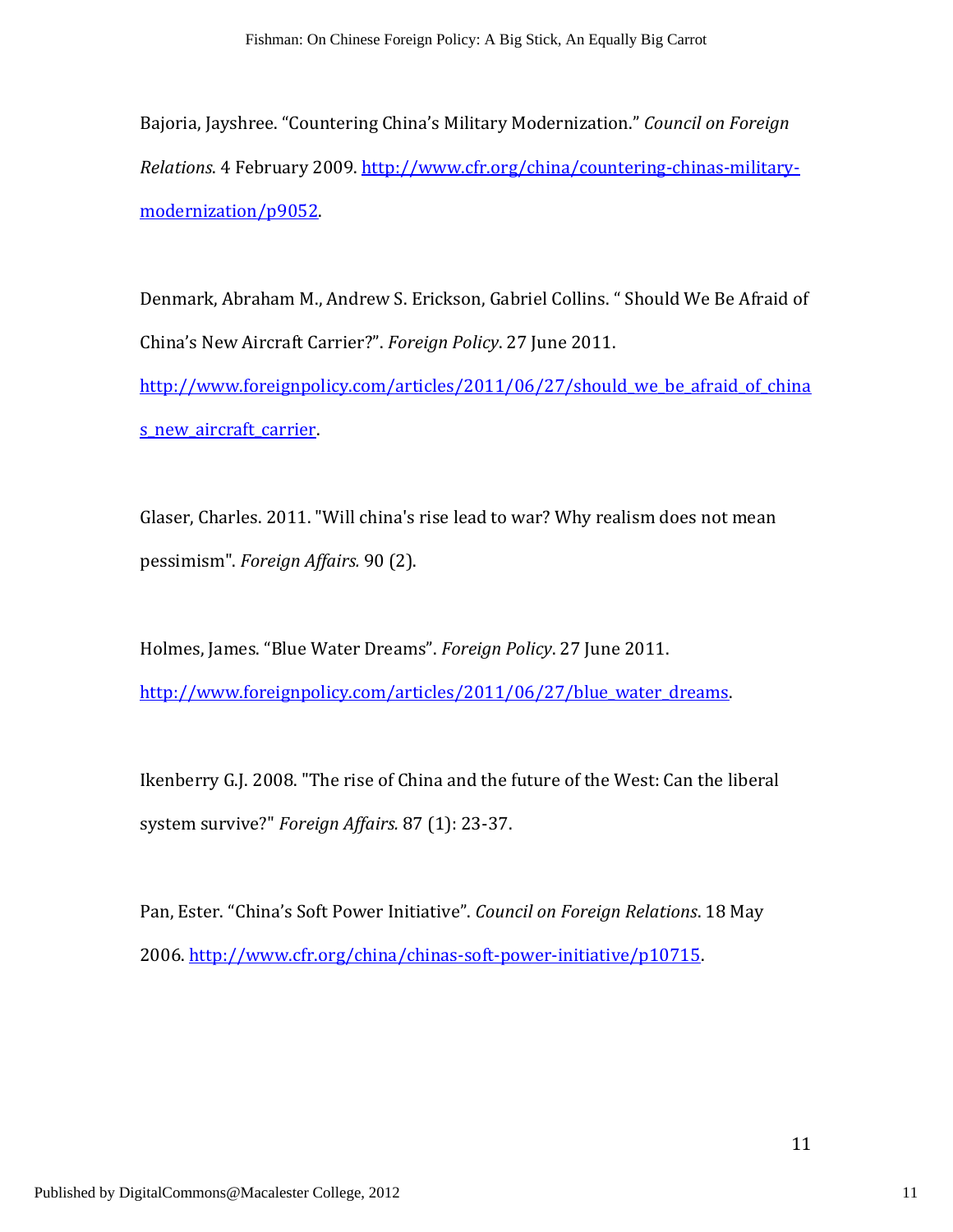Bajoria, Jayshree. “Countering China’s Military Modernization.” *Council on Foreign Relations*. 4 February 2009. http://www.cfr.org/china/countering-chinas-military-modernization/p9052.

Denmark, Abraham M., Andrew S. Erickson, Gabriel Collins. “ Should We Be Afraid of China’s New Aircraft Carrier?”. *Foreign Policy*. 27 June 2011. http://www.foreignpolicy.com/articles/2011/06/27/should_we_be_afraid_of_chinas_new_aircraft_carrier.

Glaser, Charles. 2011. "Will china's rise lead to war? Why realism does not mean pessimism". *Foreign Affairs.* 90 (2).

Holmes, James. “Blue Water Dreams”. *Foreign Policy*. 27 June 2011. http://www.foreignpolicy.com/articles/2011/06/27/blue_water_dreams.

Ikenberry G.J. 2008. "The rise of China and the future of the West: Can the liberal system survive?" *Foreign Affairs.* 87 (1): 23-37.

Pan, Ester. “China’s Soft Power Initiative”. *Council on Foreign Relations*. 18 May 2006. http://www.cfr.org/china/chinas-soft-power-initiative/p10715.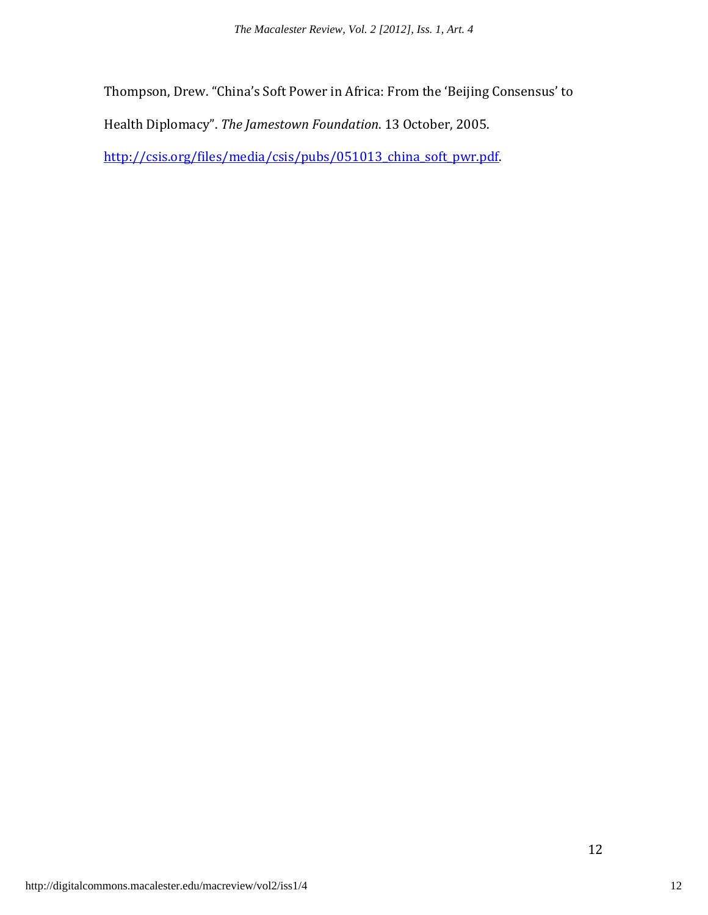Thompson, Drew. "China's Soft Power in Africa: From the 'Beijing Consensus' to Health Diplomacy". *The Jamestown Foundation*. 13 October, 2005. http://csis.org/files/media/csis/pubs/051013_china_soft_pwr.pdf.